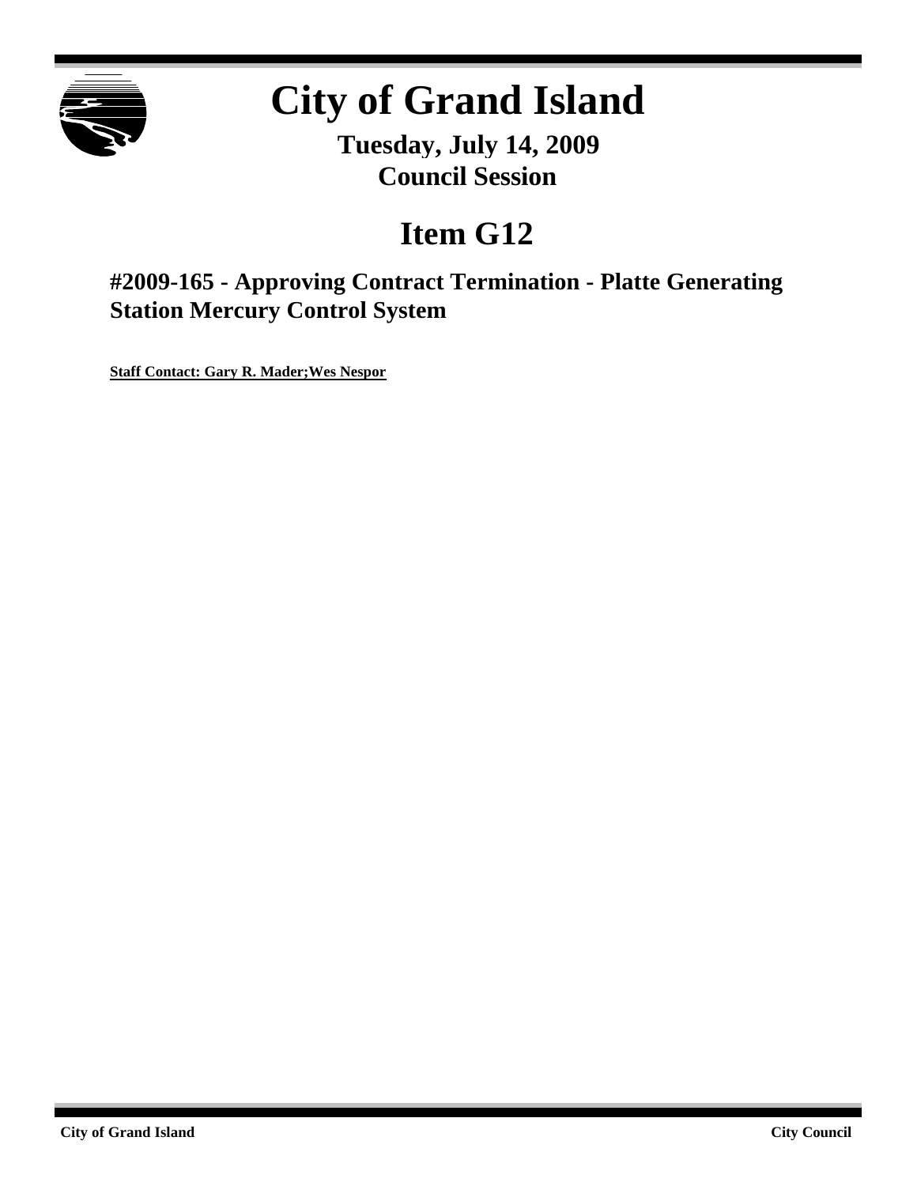# City of Grand Island

**Tuesday, July 14, 2009**
**Council Session**

## Item G12

### #2009-165 - Approving Contract Termination - Platte Generating Station Mercury Control System

**Staff Contact: Gary R. Mader;Wes Nespor**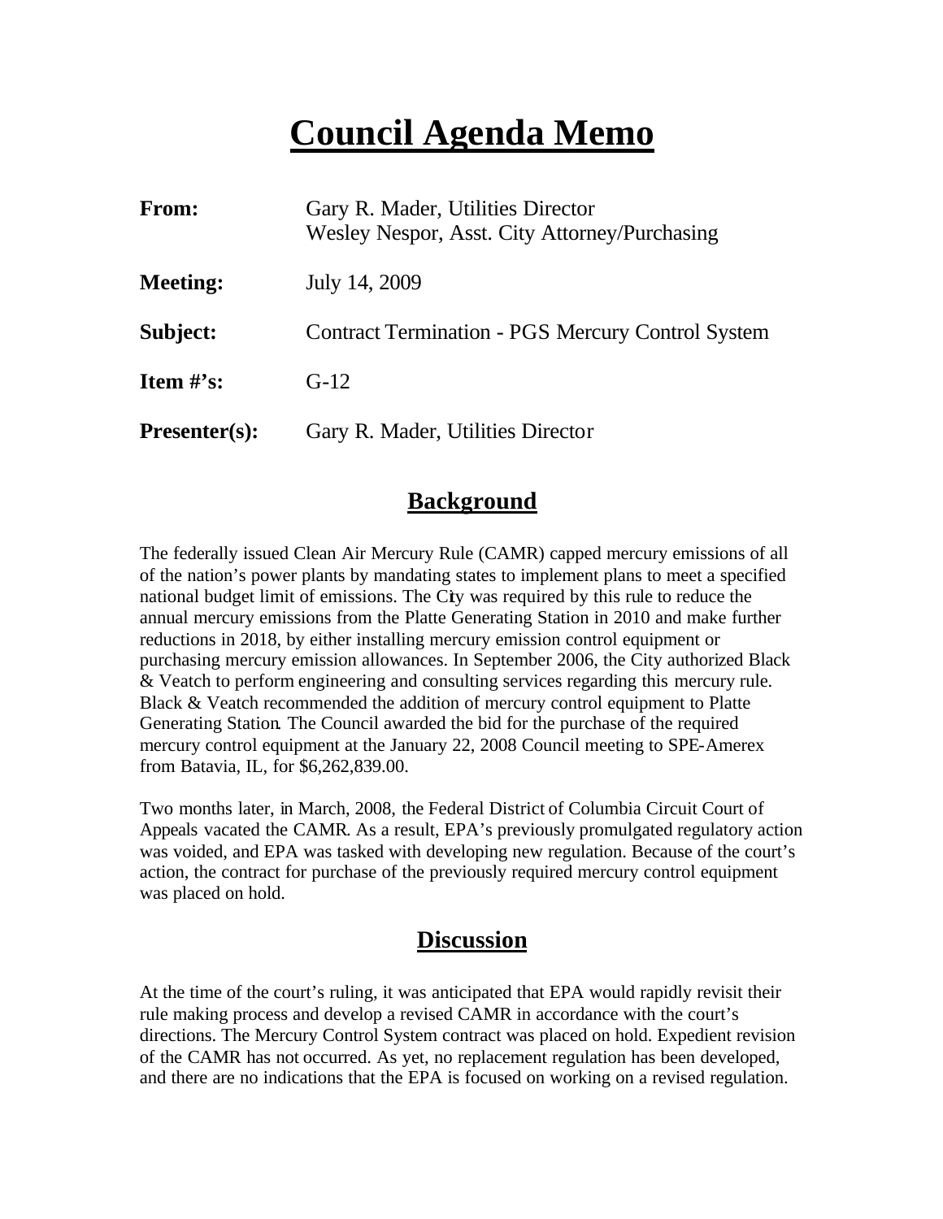# Council Agenda Memo

| **From:** | Gary R. Mader, Utilities Director<br>Wesley Nespor, Asst. City Attorney/Purchasing |
|---|---|
| **Meeting:** | July 14, 2009 |
| **Subject:** | Contract Termination - PGS Mercury Control System |
| **Item #'s:** | G-12 |
| **Presenter(s):** | Gary R. Mader, Utilities Director |

## Background

The federally issued Clean Air Mercury Rule (CAMR) capped mercury emissions of all of the nation's power plants by mandating states to implement plans to meet a specified national budget limit of emissions. The City was required by this rule to reduce the annual mercury emissions from the Platte Generating Station in 2010 and make further reductions in 2018, by either installing mercury emission control equipment or purchasing mercury emission allowances. In September 2006, the City authorized Black & Veatch to perform engineering and consulting services regarding this mercury rule. Black & Veatch recommended the addition of mercury control equipment to Platte Generating Station. The Council awarded the bid for the purchase of the required mercury control equipment at the January 22, 2008 Council meeting to SPE-Amerex from Batavia, IL, for $6,262,839.00.

Two months later, in March, 2008, the Federal District of Columbia Circuit Court of Appeals vacated the CAMR. As a result, EPA's previously promulgated regulatory action was voided, and EPA was tasked with developing new regulation. Because of the court's action, the contract for purchase of the previously required mercury control equipment was placed on hold.

## Discussion

At the time of the court's ruling, it was anticipated that EPA would rapidly revisit their rule making process and develop a revised CAMR in accordance with the court's directions. The Mercury Control System contract was placed on hold. Expedient revision of the CAMR has not occurred. As yet, no replacement regulation has been developed, and there are no indications that the EPA is focused on working on a revised regulation.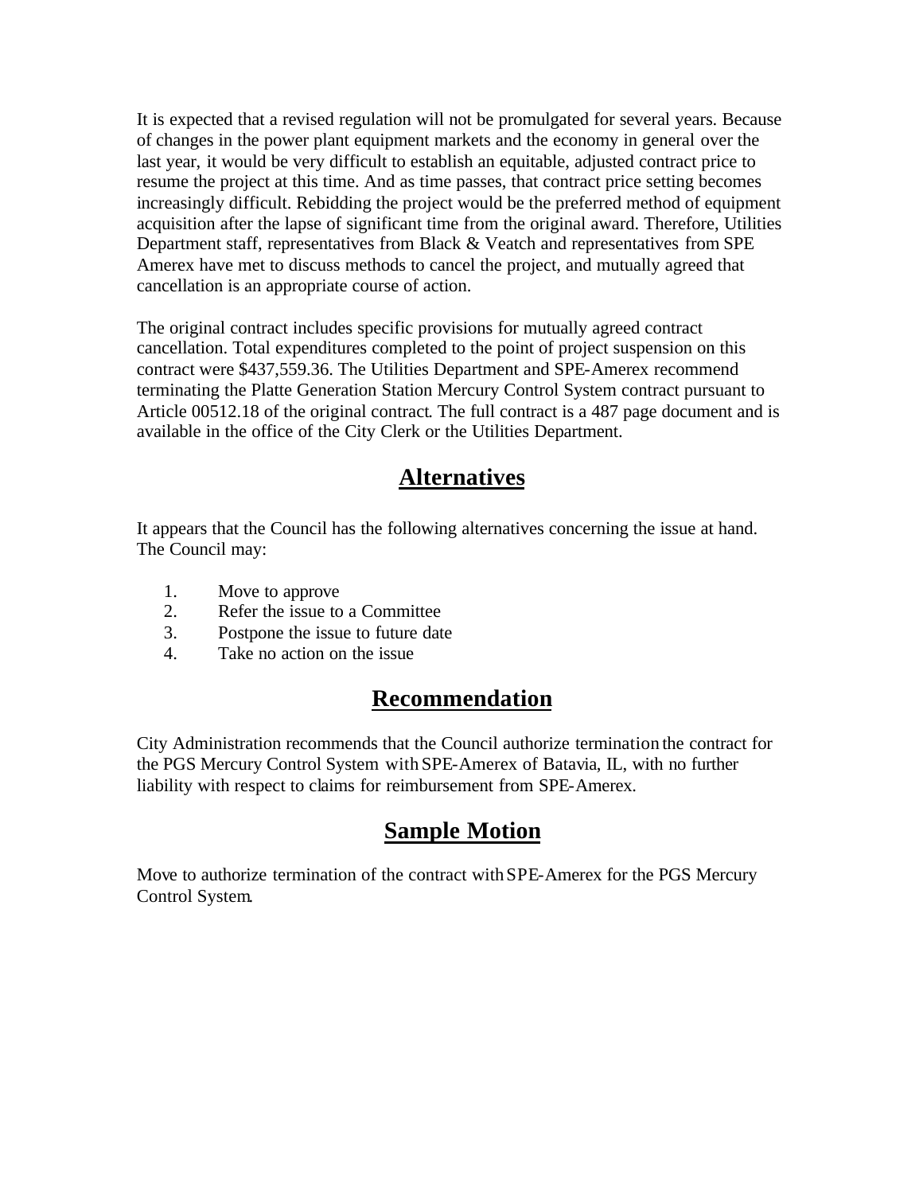It is expected that a revised regulation will not be promulgated for several years. Because of changes in the power plant equipment markets and the economy in general over the last year, it would be very difficult to establish an equitable, adjusted contract price to resume the project at this time. And as time passes, that contract price setting becomes increasingly difficult. Rebidding the project would be the preferred method of equipment acquisition after the lapse of significant time from the original award. Therefore, Utilities Department staff, representatives from Black & Veatch and representatives from SPE Amerex have met to discuss methods to cancel the project, and mutually agreed that cancellation is an appropriate course of action.

The original contract includes specific provisions for mutually agreed contract cancellation. Total expenditures completed to the point of project suspension on this contract were $437,559.36. The Utilities Department and SPE-Amerex recommend terminating the Platte Generation Station Mercury Control System contract pursuant to Article 00512.18 of the original contract. The full contract is a 487 page document and is available in the office of the City Clerk or the Utilities Department.

## Alternatives

It appears that the Council has the following alternatives concerning the issue at hand. The Council may:

1. Move to approve
2. Refer the issue to a Committee
3. Postpone the issue to future date
4. Take no action on the issue

## Recommendation

City Administration recommends that the Council authorize termination the contract for the PGS Mercury Control System with SPE-Amerex of Batavia, IL, with no further liability with respect to claims for reimbursement from SPE-Amerex.

## Sample Motion

Move to authorize termination of the contract with SPE-Amerex for the PGS Mercury Control System.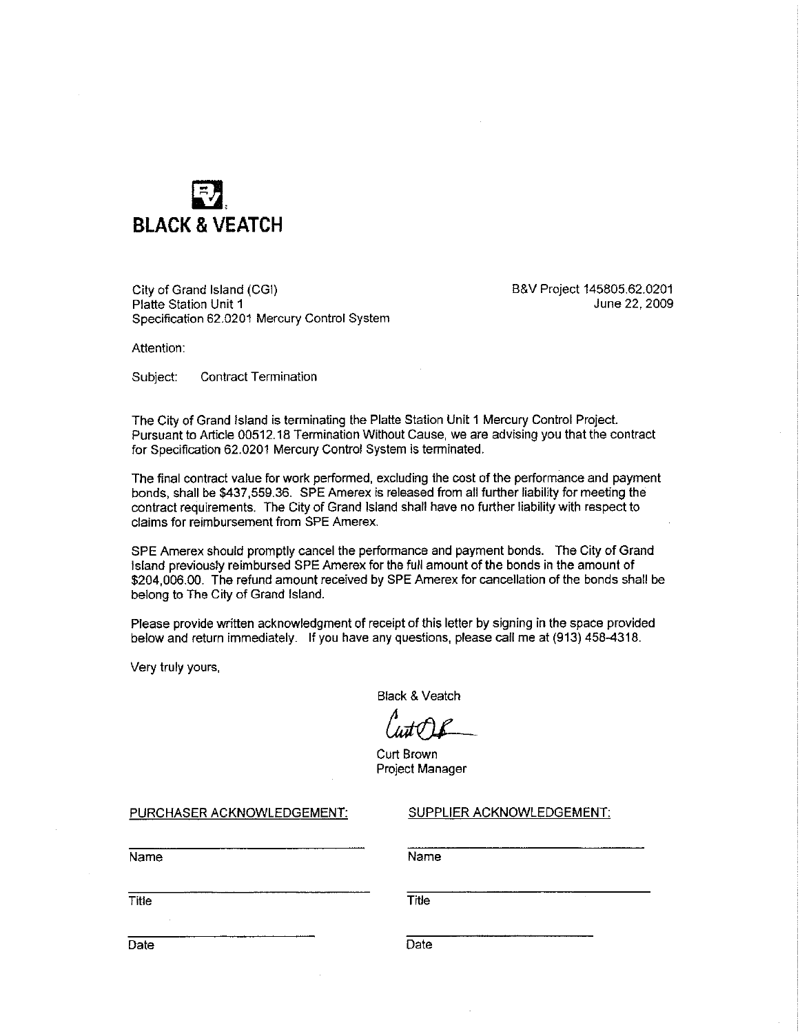**BLACK & VEATCH**

City of Grand Island (CGI)
Platte Station Unit 1
Specification 62.0201 Mercury Control System

B&V Project 145805.62.0201
June 22, 2009

Attention:

Subject: Contract Termination

The City of Grand Island is terminating the Platte Station Unit 1 Mercury Control Project. Pursuant to Article 00512.18 Termination Without Cause, we are advising you that the contract for Specification 62.0201 Mercury Control System is terminated.

The final contract value for work performed, excluding the cost of the performance and payment bonds, shall be $437,559.36. SPE Amerex is released from all further liability for meeting the contract requirements. The City of Grand Island shall have no further liability with respect to claims for reimbursement from SPE Amerex.

SPE Amerex should promptly cancel the performance and payment bonds. The City of Grand Island previously reimbursed SPE Amerex for the full amount of the bonds in the amount of $204,006.00. The refund amount received by SPE Amerex for cancellation of the bonds shall be belong to The City of Grand Island.

Please provide written acknowledgment of receipt of this letter by signing in the space provided below and return immediately. If you have any questions, please call me at (913) 458-4318.

Very truly yours,

Black & Veatch

Curt Brown
Project Manager

PURCHASER ACKNOWLEDGEMENT:

Name

Title

Date

SUPPLIER ACKNOWLEDGEMENT:

Name

Title

Date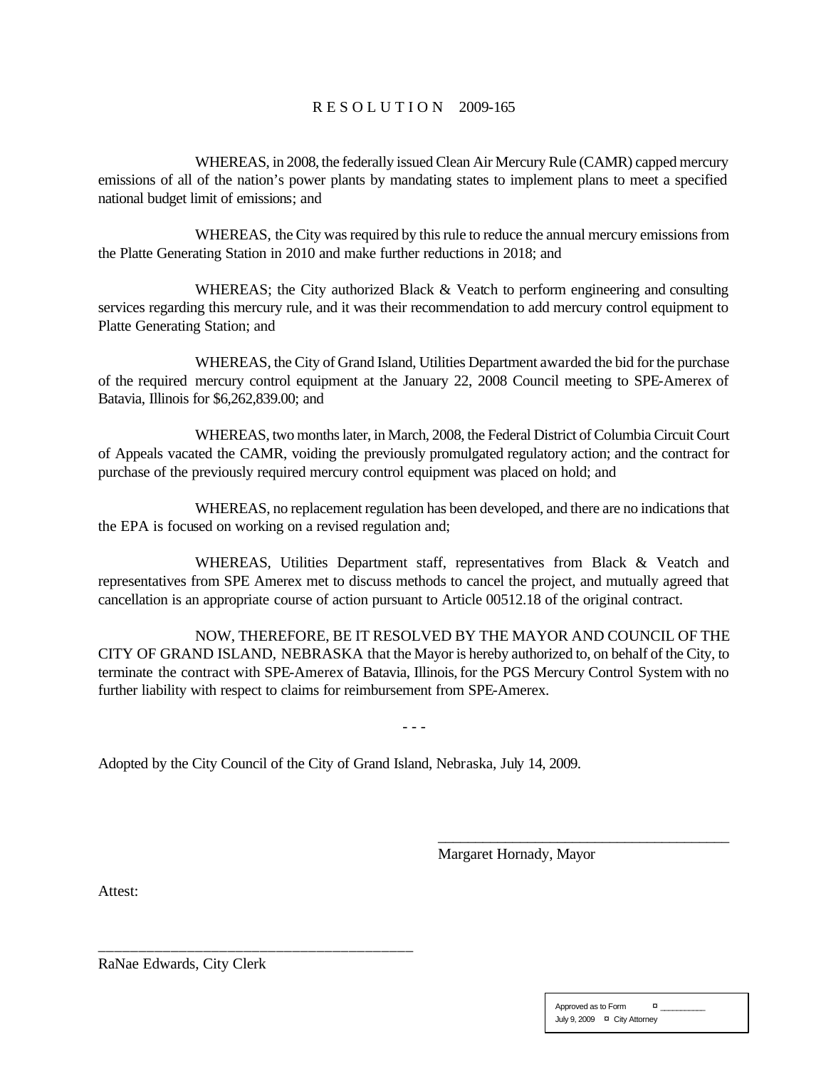# RESOLUTION 2009-165

WHEREAS, in 2008, the federally issued Clean Air Mercury Rule (CAMR) capped mercury emissions of all of the nation's power plants by mandating states to implement plans to meet a specified national budget limit of emissions; and

WHEREAS, the City was required by this rule to reduce the annual mercury emissions from the Platte Generating Station in 2010 and make further reductions in 2018; and

WHEREAS; the City authorized Black & Veatch to perform engineering and consulting services regarding this mercury rule, and it was their recommendation to add mercury control equipment to Platte Generating Station; and

WHEREAS, the City of Grand Island, Utilities Department awarded the bid for the purchase of the required mercury control equipment at the January 22, 2008 Council meeting to SPE-Amerex of Batavia, Illinois for $6,262,839.00; and

WHEREAS, two months later, in March, 2008, the Federal District of Columbia Circuit Court of Appeals vacated the CAMR, voiding the previously promulgated regulatory action; and the contract for purchase of the previously required mercury control equipment was placed on hold; and

WHEREAS, no replacement regulation has been developed, and there are no indications that the EPA is focused on working on a revised regulation and;

WHEREAS, Utilities Department staff, representatives from Black & Veatch and representatives from SPE Amerex met to discuss methods to cancel the project, and mutually agreed that cancellation is an appropriate course of action pursuant to Article 00512.18 of the original contract.

NOW, THEREFORE, BE IT RESOLVED BY THE MAYOR AND COUNCIL OF THE CITY OF GRAND ISLAND, NEBRASKA that the Mayor is hereby authorized to, on behalf of the City, to terminate the contract with SPE-Amerex of Batavia, Illinois, for the PGS Mercury Control System with no further liability with respect to claims for reimbursement from SPE-Amerex.

- - -

Adopted by the City Council of the City of Grand Island, Nebraska, July 14, 2009.

\_\_\_\_\_\_\_\_\_\_\_\_\_\_\_\_\_\_\_\_\_\_\_\_\_\_\_\_\_\_\_\_\_\_\_\_\_\_\_\_

Margaret Hornady, Mayor

Attest:

\_\_\_\_\_\_\_\_\_\_\_\_\_\_\_\_\_\_\_\_\_\_\_\_\_\_\_\_\_\_\_\_\_\_\_\_\_\_\_\_

RaNae Edwards, City Clerk

| | |
|---|---|
| Approved as to Form | ¤ \_\_\_\_\_\_\_\_\_\_ |
| July 9, 2009 | ¤ City Attorney |